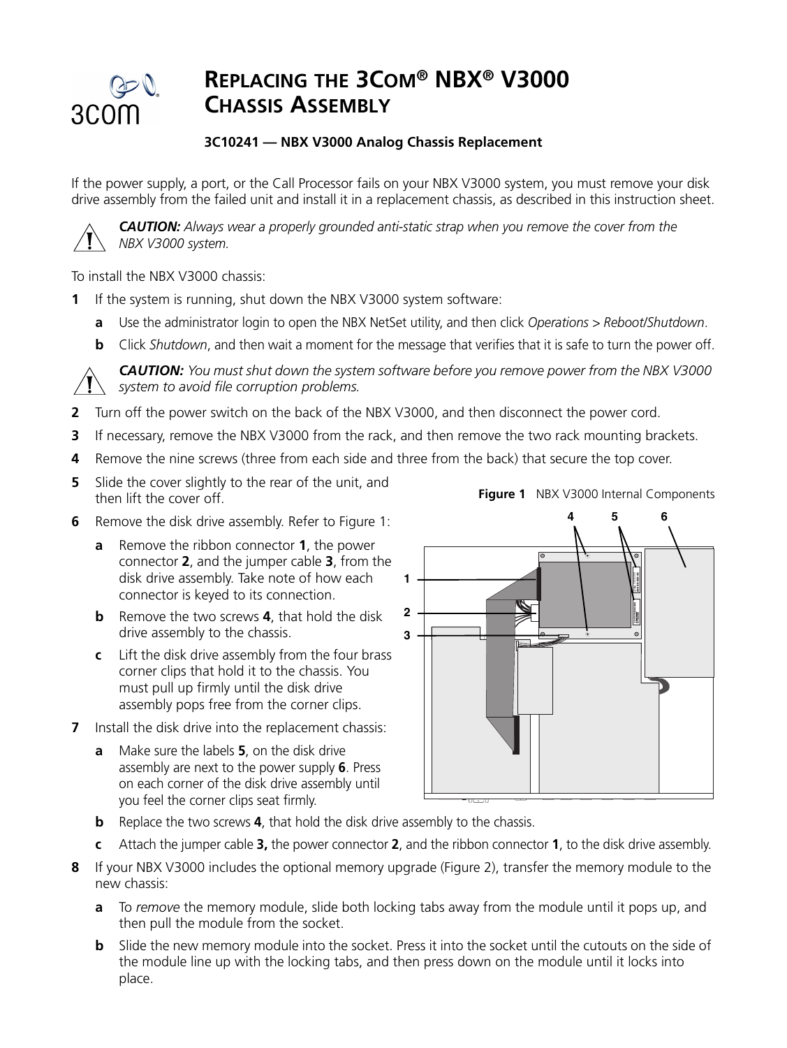# REPLACING THE 3COM® NBX® V3000 CHASSIS ASSEMBLY

**3C10241 — NBX V3000 Analog Chassis Replacement**

If the power supply, a port, or the Call Processor fails on your NBX V3000 system, you must remove your disk drive assembly from the failed unit and install it in a replacement chassis, as described in this instruction sheet.

***CAUTION:*** *Always wear a properly grounded anti-static strap when you remove the cover from the NBX V3000 system.*

To install the NBX V3000 chassis:

**1** If the system is running, shut down the NBX V3000 system software:

- **a** Use the administrator login to open the NBX NetSet utility, and then click *Operations > Reboot/Shutdown*.
- **b** Click *Shutdown*, and then wait a moment for the message that verifies that it is safe to turn the power off.

***CAUTION:*** *You must shut down the system software before you remove power from the NBX V3000 system to avoid file corruption problems.*

**2** Turn off the power switch on the back of the NBX V3000, and then disconnect the power cord.

**3** If necessary, remove the NBX V3000 from the rack, and then remove the two rack mounting brackets.

**4** Remove the nine screws (three from each side and three from the back) that secure the top cover.

**5** Slide the cover slightly to the rear of the unit, and then lift the cover off.

**6** Remove the disk drive assembly. Refer to Figure 1:

- **a** Remove the ribbon connector **1**, the power connector **2**, and the jumper cable **3**, from the disk drive assembly. Take note of how each connector is keyed to its connection.
- **b** Remove the two screws **4**, that hold the disk drive assembly to the chassis.
- **c** Lift the disk drive assembly from the four brass corner clips that hold it to the chassis. You must pull up firmly until the disk drive assembly pops free from the corner clips.

**7** Install the disk drive into the replacement chassis:

- **a** Make sure the labels **5**, on the disk drive assembly are next to the power supply **6**. Press on each corner of the disk drive assembly until you feel the corner clips seat firmly.
- **b** Replace the two screws **4**, that hold the disk drive assembly to the chassis.
- **c** Attach the jumper cable **3,** the power connector **2**, and the ribbon connector **1**, to the disk drive assembly.

**Figure 1** NBX V3000 Internal Components

**8** If your NBX V3000 includes the optional memory upgrade (Figure 2), transfer the memory module to the new chassis:

- **a** To *remove* the memory module, slide both locking tabs away from the module until it pops up, and then pull the module from the socket.
- **b** Slide the new memory module into the socket. Press it into the socket until the cutouts on the side of the module line up with the locking tabs, and then press down on the module until it locks into place.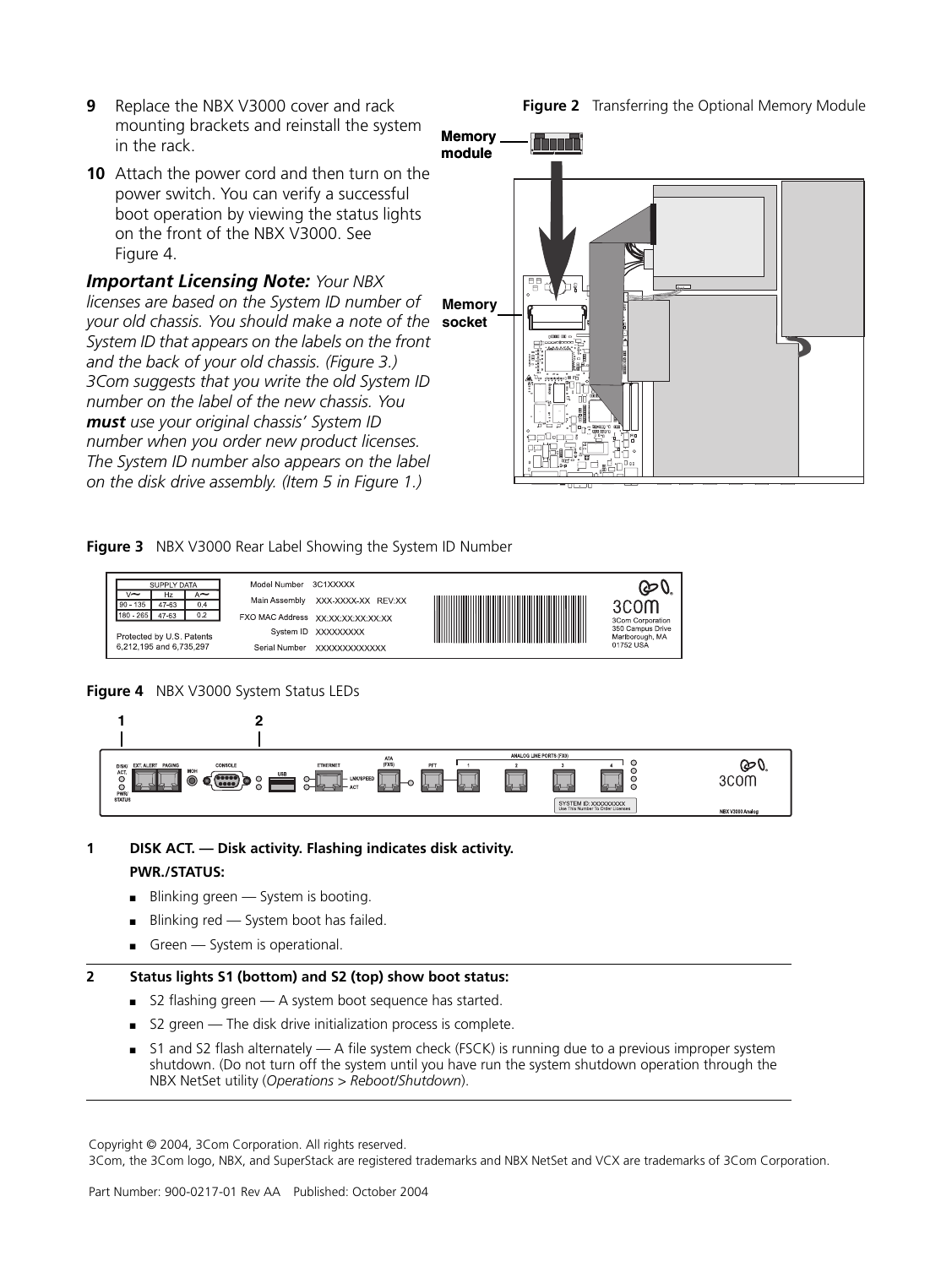9 Replace the NBX V3000 cover and rack mounting brackets and reinstall the system in the rack.

10 Attach the power cord and then turn on the power switch. You can verify a successful boot operation by viewing the status lights on the front of the NBX V3000. See Figure 4.

***Important Licensing Note:*** *Your NBX licenses are based on the System ID number of your old chassis. You should make a note of the System ID that appears on the labels on the front and the back of your old chassis. (Figure 3.) 3Com suggests that you write the old System ID number on the label of the new chassis. You **must** use your original chassis' System ID number when you order new product licenses. The System ID number also appears on the label on the disk drive assembly. (Item 5 in Figure 1.)*

**Figure 2** Transferring the Optional Memory Module

Memory module

Memory socket

**Figure 3** NBX V3000 Rear Label Showing the System ID Number

SUPPLY DATA

| V~ | Hz | A~ |
|---|---|---|
| 90 - 135 | 47-63 | 0.4 |
| 180 - 265 | 47-63 | 0.2 |

Protected by U.S. Patents 6,212,195 and 6,735,297

Model Number 3C1XXXXX
Main Assembly XXX-XXXX-XX REV:XX
FXO MAC Address XX:XX:XX:XX:XX:XX
System ID XXXXXXXXX
Serial Number XXXXXXXXXXXXX

3com
3Com Corporation
350 Campus Drive
Marlborough, MA
01752 USA

**Figure 4** NBX V3000 System Status LEDs

1
2
DISK/ACT. EXT. ALERT PAGING MOH CONSOLE USB ETHERNET LINK/SPEED ACT ATA (FXS) PFT ANALOG LINE PORTS (FXO) 1 2 3 4 PWR/STATUS
SYSTEM ID: XXXXXXXXX Use This Number To Order Licenses
3com
NBX V3000 Analog

**1 DISK ACT. — Disk activity. Flashing indicates disk activity.**

**PWR./STATUS:**

- Blinking green — System is booting.
- Blinking red — System boot has failed.
- Green — System is operational.

**2 Status lights S1 (bottom) and S2 (top) show boot status:**

- S2 flashing green — A system boot sequence has started.
- S2 green — The disk drive initialization process is complete.
- S1 and S2 flash alternately — A file system check (FSCK) is running due to a previous improper system shutdown. (Do not turn off the system until you have run the system shutdown operation through the NBX NetSet utility (*Operations* > *Reboot/Shutdown*).

Copyright © 2004, 3Com Corporation. All rights reserved.
3Com, the 3Com logo, NBX, and SuperStack are registered trademarks and NBX NetSet and VCX are trademarks of 3Com Corporation.

Part Number: 900-0217-01 Rev AA Published: October 2004